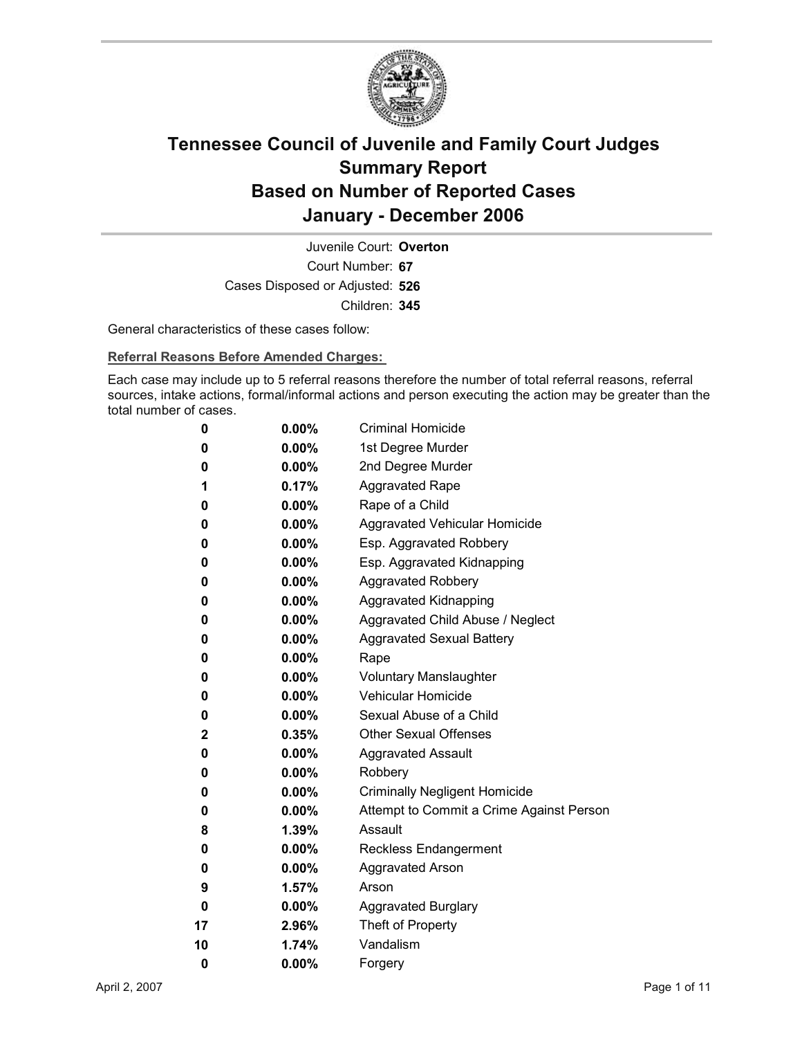# Tennessee Council of Juvenile and Family Court Judges
# Summary Report
# Based on Number of Reported Cases
# January - December 2006

Juvenile Court: **Overton**
Court Number: **67**
Cases Disposed or Adjusted: **526**
Children: **345**

General characteristics of these cases follow:

**Referral Reasons Before Amended Charges:**

Each case may include up to 5 referral reasons therefore the number of total referral reasons, referral sources, intake actions, formal/informal actions and person executing the action may be greater than the total number of cases.

| | | |
|---|---|---|
| 0 | 0.00% | Criminal Homicide |
| 0 | 0.00% | 1st Degree Murder |
| 0 | 0.00% | 2nd Degree Murder |
| 1 | 0.17% | Aggravated Rape |
| 0 | 0.00% | Rape of a Child |
| 0 | 0.00% | Aggravated Vehicular Homicide |
| 0 | 0.00% | Esp. Aggravated Robbery |
| 0 | 0.00% | Esp. Aggravated Kidnapping |
| 0 | 0.00% | Aggravated Robbery |
| 0 | 0.00% | Aggravated Kidnapping |
| 0 | 0.00% | Aggravated Child Abuse / Neglect |
| 0 | 0.00% | Aggravated Sexual Battery |
| 0 | 0.00% | Rape |
| 0 | 0.00% | Voluntary Manslaughter |
| 0 | 0.00% | Vehicular Homicide |
| 0 | 0.00% | Sexual Abuse of a Child |
| 2 | 0.35% | Other Sexual Offenses |
| 0 | 0.00% | Aggravated Assault |
| 0 | 0.00% | Robbery |
| 0 | 0.00% | Criminally Negligent Homicide |
| 0 | 0.00% | Attempt to Commit a Crime Against Person |
| 8 | 1.39% | Assault |
| 0 | 0.00% | Reckless Endangerment |
| 0 | 0.00% | Aggravated Arson |
| 9 | 1.57% | Arson |
| 0 | 0.00% | Aggravated Burglary |
| 17 | 2.96% | Theft of Property |
| 10 | 1.74% | Vandalism |
| 0 | 0.00% | Forgery |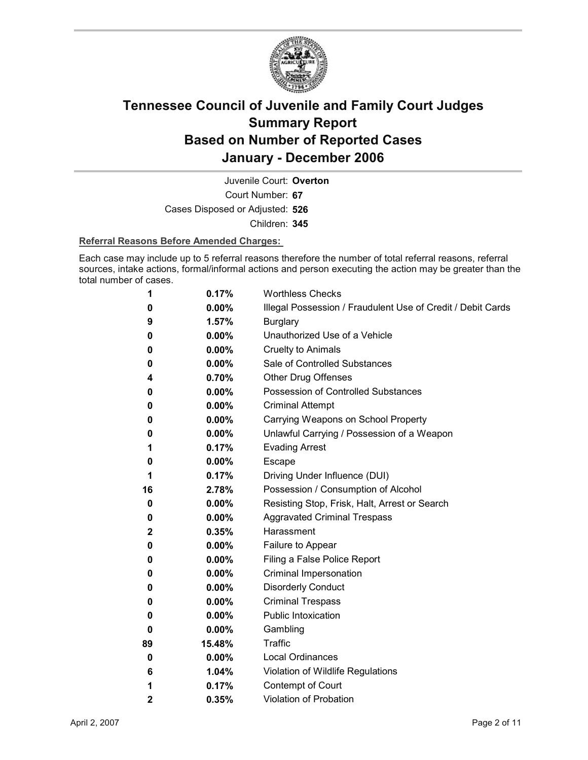# Tennessee Council of Juvenile and Family Court Judges
# Summary Report
# Based on Number of Reported Cases
# January - December 2006

Juvenile Court: **Overton**

Court Number: **67**

Cases Disposed or Adjusted: **526**

Children: **345**

**Referral Reasons Before Amended Charges:**

Each case may include up to 5 referral reasons therefore the number of total referral reasons, referral sources, intake actions, formal/informal actions and person executing the action may be greater than the total number of cases.

| Count | Percent | Referral Reason |
|---|---|---|
| 1 | 0.17% | Worthless Checks |
| 0 | 0.00% | Illegal Possession / Fraudulent Use of Credit / Debit Cards |
| 9 | 1.57% | Burglary |
| 0 | 0.00% | Unauthorized Use of a Vehicle |
| 0 | 0.00% | Cruelty to Animals |
| 0 | 0.00% | Sale of Controlled Substances |
| 4 | 0.70% | Other Drug Offenses |
| 0 | 0.00% | Possession of Controlled Substances |
| 0 | 0.00% | Criminal Attempt |
| 0 | 0.00% | Carrying Weapons on School Property |
| 0 | 0.00% | Unlawful Carrying / Possession of a Weapon |
| 1 | 0.17% | Evading Arrest |
| 0 | 0.00% | Escape |
| 1 | 0.17% | Driving Under Influence (DUI) |
| 16 | 2.78% | Possession / Consumption of Alcohol |
| 0 | 0.00% | Resisting Stop, Frisk, Halt, Arrest or Search |
| 0 | 0.00% | Aggravated Criminal Trespass |
| 2 | 0.35% | Harassment |
| 0 | 0.00% | Failure to Appear |
| 0 | 0.00% | Filing a False Police Report |
| 0 | 0.00% | Criminal Impersonation |
| 0 | 0.00% | Disorderly Conduct |
| 0 | 0.00% | Criminal Trespass |
| 0 | 0.00% | Public Intoxication |
| 0 | 0.00% | Gambling |
| 89 | 15.48% | Traffic |
| 0 | 0.00% | Local Ordinances |
| 6 | 1.04% | Violation of Wildlife Regulations |
| 1 | 0.17% | Contempt of Court |
| 2 | 0.35% | Violation of Probation |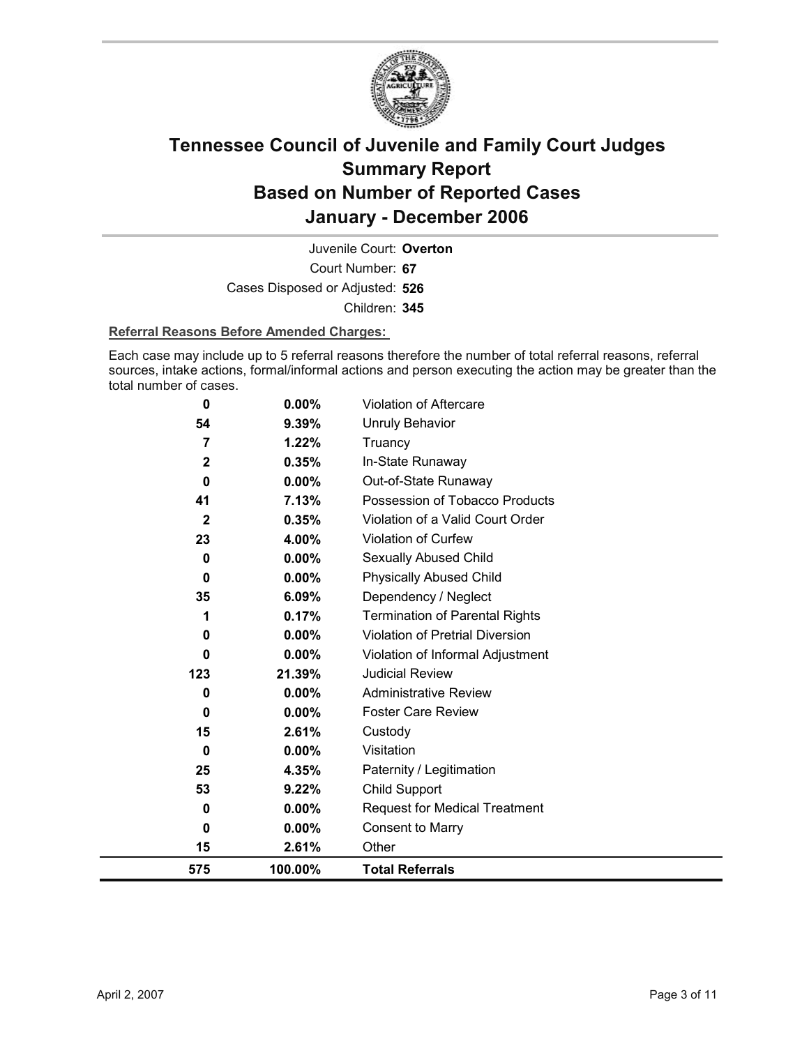# Tennessee Council of Juvenile and Family Court Judges Summary Report Based on Number of Reported Cases January - December 2006

Juvenile Court: **Overton**

Court Number: **67**

Cases Disposed or Adjusted: **526**

Children: **345**

**Referral Reasons Before Amended Charges:**

Each case may include up to 5 referral reasons therefore the number of total referral reasons, referral sources, intake actions, formal/informal actions and person executing the action may be greater than the total number of cases.

| | | |
|---|---|---|
| 0 | 0.00% | Violation of Aftercare |
| 54 | 9.39% | Unruly Behavior |
| 7 | 1.22% | Truancy |
| 2 | 0.35% | In-State Runaway |
| 0 | 0.00% | Out-of-State Runaway |
| 41 | 7.13% | Possession of Tobacco Products |
| 2 | 0.35% | Violation of a Valid Court Order |
| 23 | 4.00% | Violation of Curfew |
| 0 | 0.00% | Sexually Abused Child |
| 0 | 0.00% | Physically Abused Child |
| 35 | 6.09% | Dependency / Neglect |
| 1 | 0.17% | Termination of Parental Rights |
| 0 | 0.00% | Violation of Pretrial Diversion |
| 0 | 0.00% | Violation of Informal Adjustment |
| 123 | 21.39% | Judicial Review |
| 0 | 0.00% | Administrative Review |
| 0 | 0.00% | Foster Care Review |
| 15 | 2.61% | Custody |
| 0 | 0.00% | Visitation |
| 25 | 4.35% | Paternity / Legitimation |
| 53 | 9.22% | Child Support |
| 0 | 0.00% | Request for Medical Treatment |
| 0 | 0.00% | Consent to Marry |
| 15 | 2.61% | Other |
| **575** | **100.00%** | **Total Referrals** |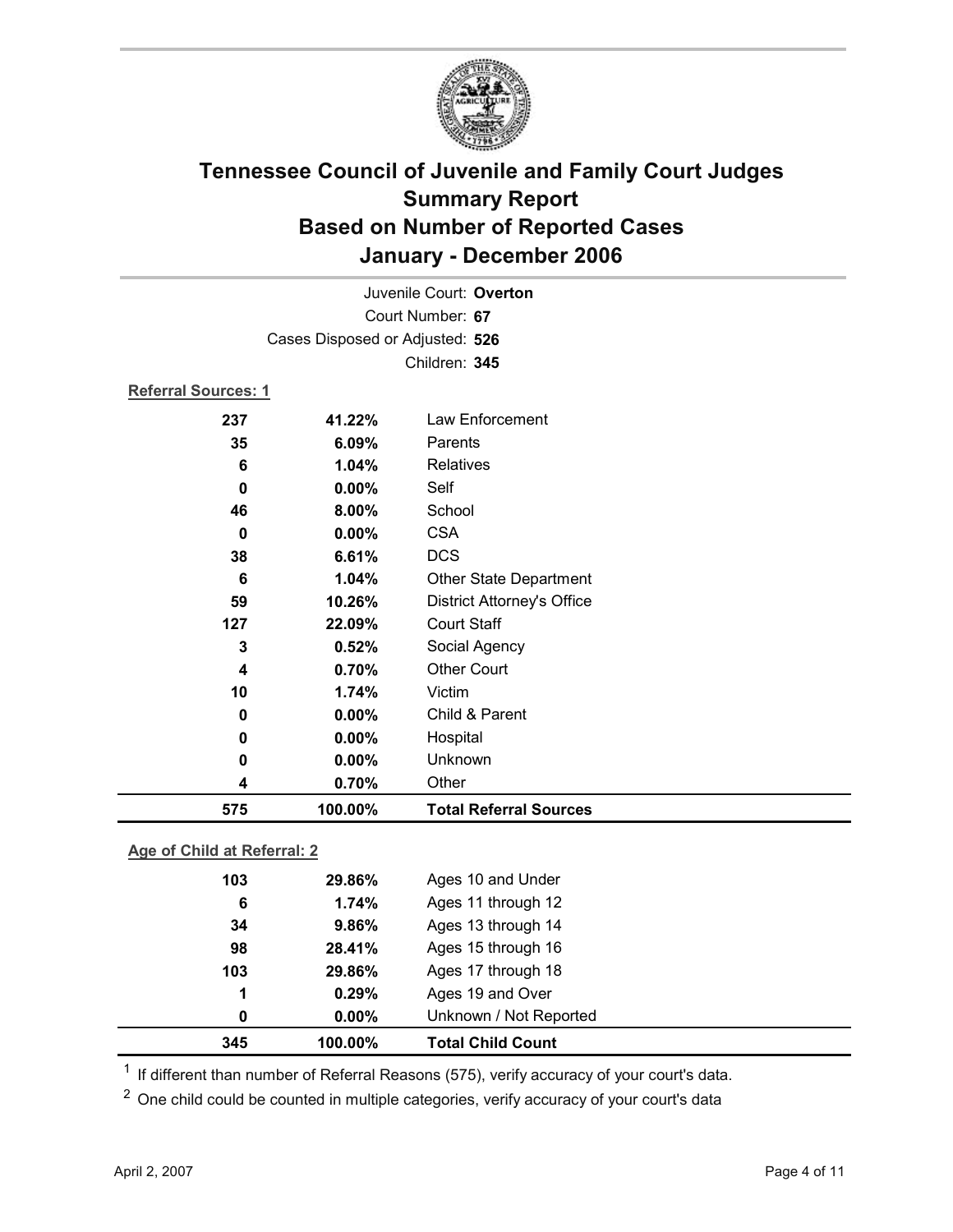# Tennessee Council of Juvenile and Family Court Judges
## Summary Report
## Based on Number of Reported Cases
## January - December 2006

Juvenile Court: **Overton**
Court Number: **67**
Cases Disposed or Adjusted: **526**
Children: **345**

### Referral Sources: 1

| Count | Percent | Source |
|---|---|---|
| 237 | 41.22% | Law Enforcement |
| 35 | 6.09% | Parents |
| 6 | 1.04% | Relatives |
| 0 | 0.00% | Self |
| 46 | 8.00% | School |
| 0 | 0.00% | CSA |
| 38 | 6.61% | DCS |
| 6 | 1.04% | Other State Department |
| 59 | 10.26% | District Attorney's Office |
| 127 | 22.09% | Court Staff |
| 3 | 0.52% | Social Agency |
| 4 | 0.70% | Other Court |
| 10 | 1.74% | Victim |
| 0 | 0.00% | Child & Parent |
| 0 | 0.00% | Hospital |
| 0 | 0.00% | Unknown |
| 4 | 0.70% | Other |
| **575** | **100.00%** | **Total Referral Sources** |

### Age of Child at Referral: 2

| Count | Percent | Age |
|---|---|---|
| 103 | 29.86% | Ages 10 and Under |
| 6 | 1.74% | Ages 11 through 12 |
| 34 | 9.86% | Ages 13 through 14 |
| 98 | 28.41% | Ages 15 through 16 |
| 103 | 29.86% | Ages 17 through 18 |
| 1 | 0.29% | Ages 19 and Over |
| 0 | 0.00% | Unknown / Not Reported |
| **345** | **100.00%** | **Total Child Count** |

[1] If different than number of Referral Reasons (575), verify accuracy of your court's data.

[2] One child could be counted in multiple categories, verify accuracy of your court's data

April 2, 2007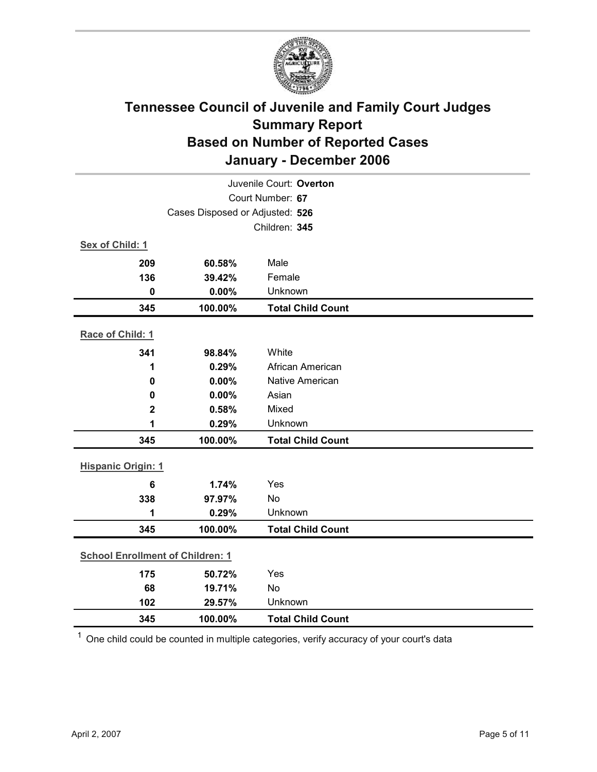# Tennessee Council of Juvenile and Family Court Judges
## Summary Report
## Based on Number of Reported Cases
## January - December 2006

Juvenile Court: **Overton**
Court Number: **67**
Cases Disposed or Adjusted: **526**
Children: **345**

**Sex of Child: 1**

| | | |
|---|---|---|
| 209 | 60.58% | Male |
| 136 | 39.42% | Female |
| 0 | 0.00% | Unknown |
| **345** | **100.00%** | **Total Child Count** |

**Race of Child: 1**

| | | |
|---|---|---|
| 341 | 98.84% | White |
| 1 | 0.29% | African American |
| 0 | 0.00% | Native American |
| 0 | 0.00% | Asian |
| 2 | 0.58% | Mixed |
| 1 | 0.29% | Unknown |
| **345** | **100.00%** | **Total Child Count** |

**Hispanic Origin: 1**

| | | |
|---|---|---|
| 6 | 1.74% | Yes |
| 338 | 97.97% | No |
| 1 | 0.29% | Unknown |
| **345** | **100.00%** | **Total Child Count** |

**School Enrollment of Children: 1**

| | | |
|---|---|---|
| 175 | 50.72% | Yes |
| 68 | 19.71% | No |
| 102 | 29.57% | Unknown |
| **345** | **100.00%** | **Total Child Count** |

[1] One child could be counted in multiple categories, verify accuracy of your court's data

April 2, 2007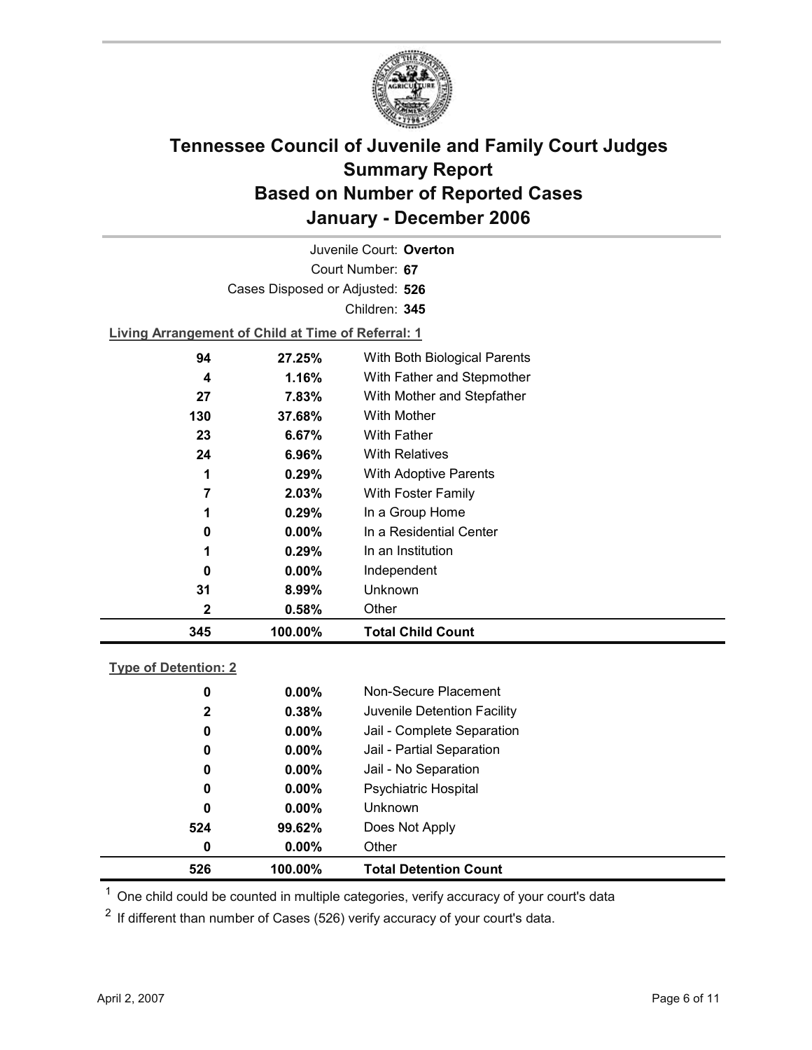# Tennessee Council of Juvenile and Family Court Judges Summary Report Based on Number of Reported Cases January - December 2006

Juvenile Court: **Overton**

Court Number: **67**

Cases Disposed or Adjusted: **526**

Children: **345**

**Living Arrangement of Child at Time of Referral: 1**

| | | |
|---|---|---|
| 94 | 27.25% | With Both Biological Parents |
| 4 | 1.16% | With Father and Stepmother |
| 27 | 7.83% | With Mother and Stepfather |
| 130 | 37.68% | With Mother |
| 23 | 6.67% | With Father |
| 24 | 6.96% | With Relatives |
| 1 | 0.29% | With Adoptive Parents |
| 7 | 2.03% | With Foster Family |
| 1 | 0.29% | In a Group Home |
| 0 | 0.00% | In a Residential Center |
| 1 | 0.29% | In an Institution |
| 0 | 0.00% | Independent |
| 31 | 8.99% | Unknown |
| 2 | 0.58% | Other |
| **345** | **100.00%** | **Total Child Count** |

**Type of Detention: 2**

| | | |
|---|---|---|
| 0 | 0.00% | Non-Secure Placement |
| 2 | 0.38% | Juvenile Detention Facility |
| 0 | 0.00% | Jail - Complete Separation |
| 0 | 0.00% | Jail - Partial Separation |
| 0 | 0.00% | Jail - No Separation |
| 0 | 0.00% | Psychiatric Hospital |
| 0 | 0.00% | Unknown |
| 524 | 99.62% | Does Not Apply |
| 0 | 0.00% | Other |
| **526** | **100.00%** | **Total Detention Count** |

[1] One child could be counted in multiple categories, verify accuracy of your court's data

[2] If different than number of Cases (526) verify accuracy of your court's data.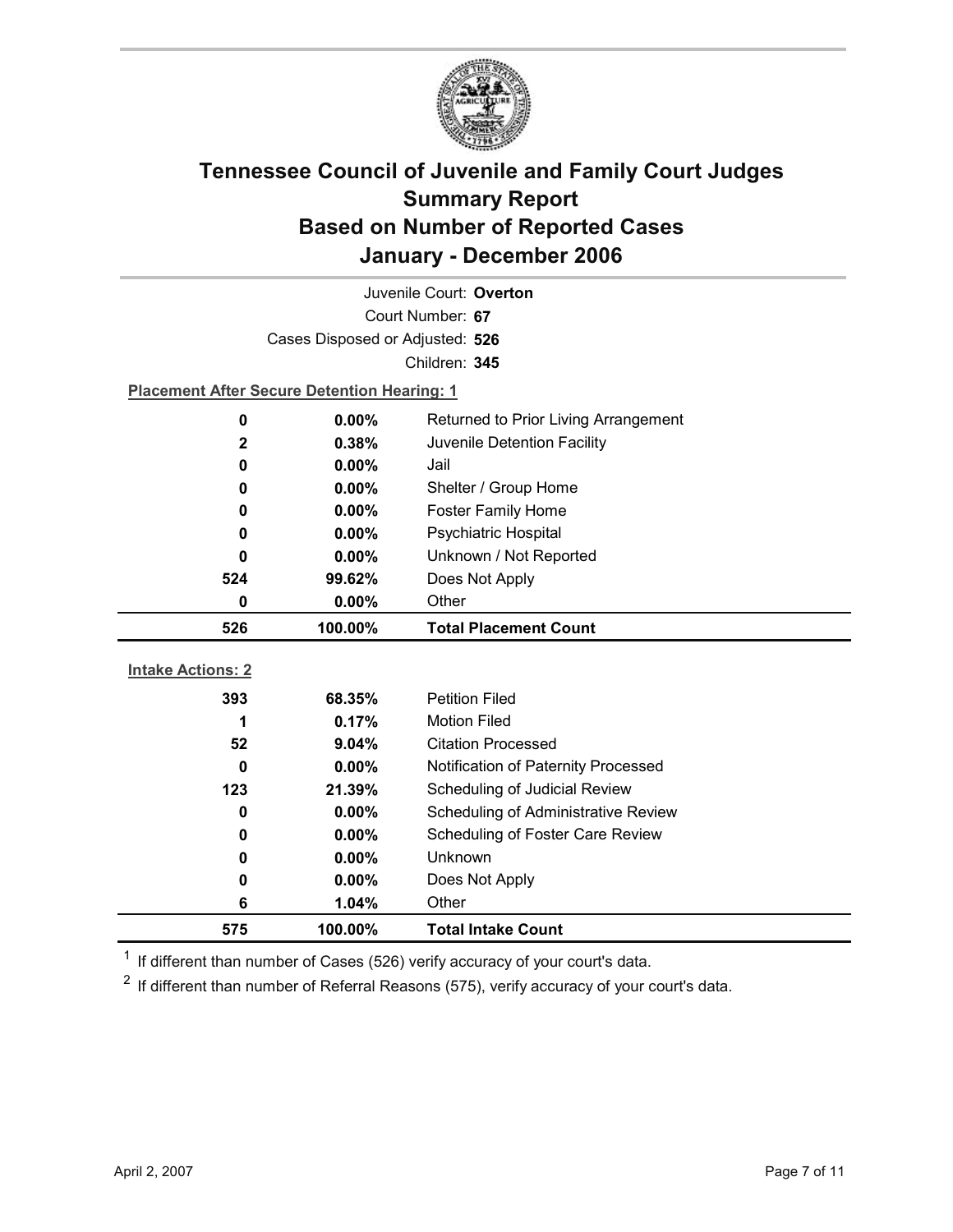# Tennessee Council of Juvenile and Family Court Judges
# Summary Report
# Based on Number of Reported Cases
# January - December 2006

Juvenile Court: **Overton**

Court Number: **67**

Cases Disposed or Adjusted: **526**

Children: **345**

**Placement After Secure Detention Hearing: 1**

| Count | Percent | Placement |
|---|---|---|
| 0 | 0.00% | Returned to Prior Living Arrangement |
| 2 | 0.38% | Juvenile Detention Facility |
| 0 | 0.00% | Jail |
| 0 | 0.00% | Shelter / Group Home |
| 0 | 0.00% | Foster Family Home |
| 0 | 0.00% | Psychiatric Hospital |
| 0 | 0.00% | Unknown / Not Reported |
| 524 | 99.62% | Does Not Apply |
| 0 | 0.00% | Other |
| **526** | **100.00%** | **Total Placement Count** |

**Intake Actions: 2**

| Count | Percent | Intake Action |
|---|---|---|
| 393 | 68.35% | Petition Filed |
| 1 | 0.17% | Motion Filed |
| 52 | 9.04% | Citation Processed |
| 0 | 0.00% | Notification of Paternity Processed |
| 123 | 21.39% | Scheduling of Judicial Review |
| 0 | 0.00% | Scheduling of Administrative Review |
| 0 | 0.00% | Scheduling of Foster Care Review |
| 0 | 0.00% | Unknown |
| 0 | 0.00% | Does Not Apply |
| 6 | 1.04% | Other |
| **575** | **100.00%** | **Total Intake Count** |

[1] If different than number of Cases (526) verify accuracy of your court's data.

[2] If different than number of Referral Reasons (575), verify accuracy of your court's data.

April 2, 2007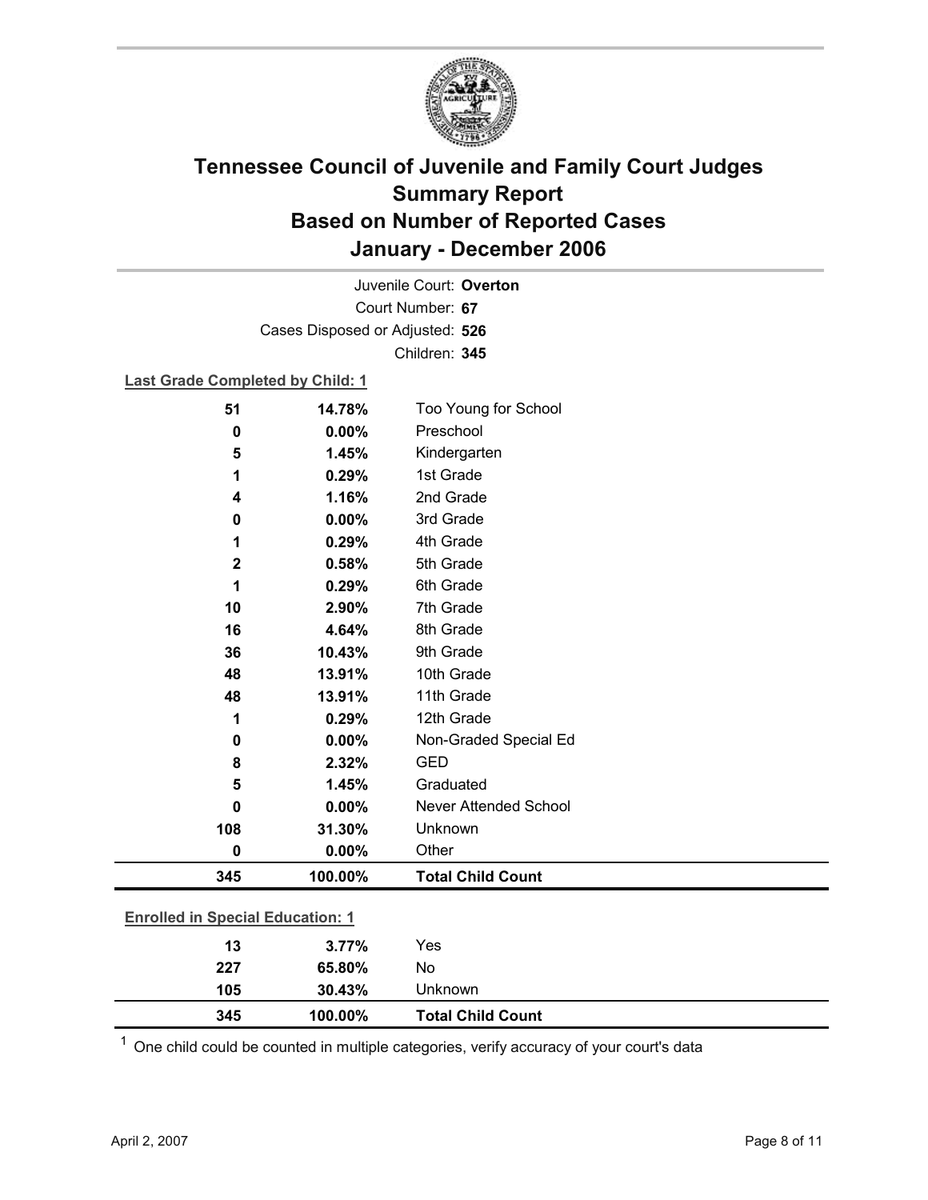# Tennessee Council of Juvenile and Family Court Judges
# Summary Report
# Based on Number of Reported Cases
# January - December 2006

Juvenile Court: **Overton**

Court Number: **67**

Cases Disposed or Adjusted: **526**

Children: **345**

**Last Grade Completed by Child: 1**

| Count | Percent | Category |
|---|---|---|
| 51 | 14.78% | Too Young for School |
| 0 | 0.00% | Preschool |
| 5 | 1.45% | Kindergarten |
| 1 | 0.29% | 1st Grade |
| 4 | 1.16% | 2nd Grade |
| 0 | 0.00% | 3rd Grade |
| 1 | 0.29% | 4th Grade |
| 2 | 0.58% | 5th Grade |
| 1 | 0.29% | 6th Grade |
| 10 | 2.90% | 7th Grade |
| 16 | 4.64% | 8th Grade |
| 36 | 10.43% | 9th Grade |
| 48 | 13.91% | 10th Grade |
| 48 | 13.91% | 11th Grade |
| 1 | 0.29% | 12th Grade |
| 0 | 0.00% | Non-Graded Special Ed |
| 8 | 2.32% | GED |
| 5 | 1.45% | Graduated |
| 0 | 0.00% | Never Attended School |
| 108 | 31.30% | Unknown |
| 0 | 0.00% | Other |
| **345** | **100.00%** | **Total Child Count** |

**Enrolled in Special Education: 1**

| Count | Percent | Category |
|---|---|---|
| 13 | 3.77% | Yes |
| 227 | 65.80% | No |
| 105 | 30.43% | Unknown |
| **345** | **100.00%** | **Total Child Count** |

[1] One child could be counted in multiple categories, verify accuracy of your court's data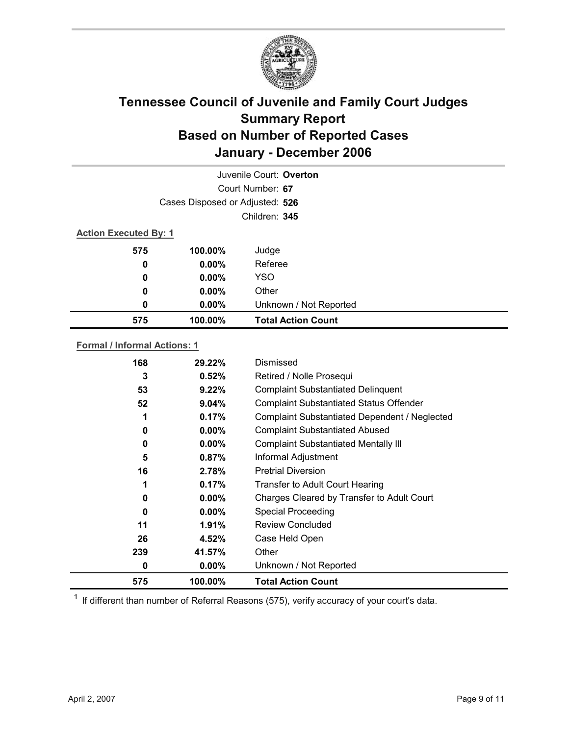# Tennessee Council of Juvenile and Family Court Judges
# Summary Report
# Based on Number of Reported Cases
# January - December 2006

Juvenile Court: **Overton**
Court Number: **67**
Cases Disposed or Adjusted: **526**
Children: **345**

**Action Executed By: 1**

| | | |
|---|---|---|
| 575 | 100.00% | Judge |
| 0 | 0.00% | Referee |
| 0 | 0.00% | YSO |
| 0 | 0.00% | Other |
| 0 | 0.00% | Unknown / Not Reported |
| **575** | **100.00%** | **Total Action Count** |

**Formal / Informal Actions: 1**

| | | |
|---|---|---|
| 168 | 29.22% | Dismissed |
| 3 | 0.52% | Retired / Nolle Prosequi |
| 53 | 9.22% | Complaint Substantiated Delinquent |
| 52 | 9.04% | Complaint Substantiated Status Offender |
| 1 | 0.17% | Complaint Substantiated Dependent / Neglected |
| 0 | 0.00% | Complaint Substantiated Abused |
| 0 | 0.00% | Complaint Substantiated Mentally Ill |
| 5 | 0.87% | Informal Adjustment |
| 16 | 2.78% | Pretrial Diversion |
| 1 | 0.17% | Transfer to Adult Court Hearing |
| 0 | 0.00% | Charges Cleared by Transfer to Adult Court |
| 0 | 0.00% | Special Proceeding |
| 11 | 1.91% | Review Concluded |
| 26 | 4.52% | Case Held Open |
| 239 | 41.57% | Other |
| 0 | 0.00% | Unknown / Not Reported |
| **575** | **100.00%** | **Total Action Count** |

[1] If different than number of Referral Reasons (575), verify accuracy of your court's data.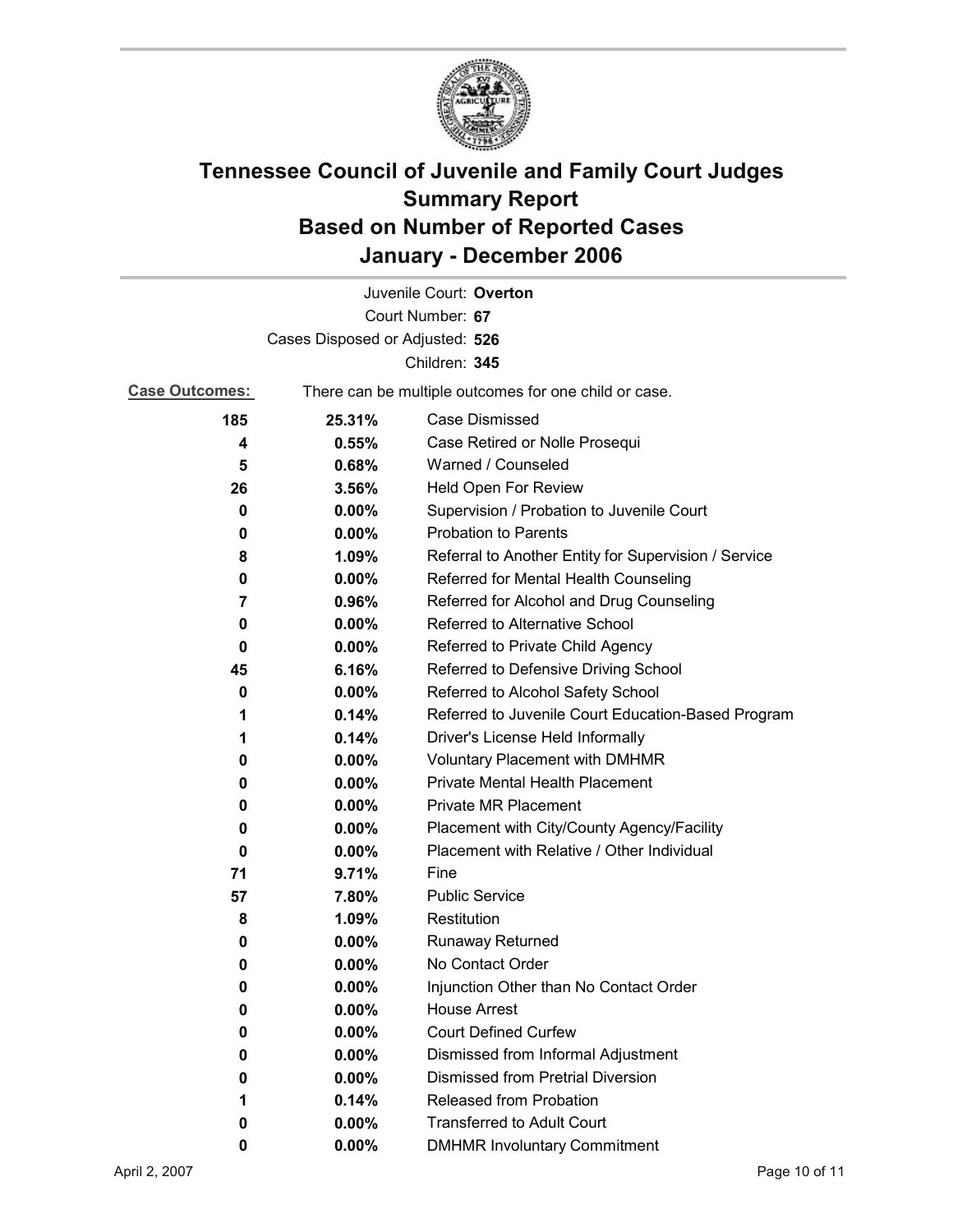# Tennessee Council of Juvenile and Family Court Judges Summary Report Based on Number of Reported Cases January - December 2006

Juvenile Court: **Overton**

Court Number: **67**

Cases Disposed or Adjusted: **526**

Children: **345**

**Case Outcomes:** There can be multiple outcomes for one child or case.

| Count | Percent | Outcome |
|---|---|---|
| 185 | 25.31% | Case Dismissed |
| 4 | 0.55% | Case Retired or Nolle Prosequi |
| 5 | 0.68% | Warned / Counseled |
| 26 | 3.56% | Held Open For Review |
| 0 | 0.00% | Supervision / Probation to Juvenile Court |
| 0 | 0.00% | Probation to Parents |
| 8 | 1.09% | Referral to Another Entity for Supervision / Service |
| 0 | 0.00% | Referred for Mental Health Counseling |
| 7 | 0.96% | Referred for Alcohol and Drug Counseling |
| 0 | 0.00% | Referred to Alternative School |
| 0 | 0.00% | Referred to Private Child Agency |
| 45 | 6.16% | Referred to Defensive Driving School |
| 0 | 0.00% | Referred to Alcohol Safety School |
| 1 | 0.14% | Referred to Juvenile Court Education-Based Program |
| 1 | 0.14% | Driver's License Held Informally |
| 0 | 0.00% | Voluntary Placement with DMHMR |
| 0 | 0.00% | Private Mental Health Placement |
| 0 | 0.00% | Private MR Placement |
| 0 | 0.00% | Placement with City/County Agency/Facility |
| 0 | 0.00% | Placement with Relative / Other Individual |
| 71 | 9.71% | Fine |
| 57 | 7.80% | Public Service |
| 8 | 1.09% | Restitution |
| 0 | 0.00% | Runaway Returned |
| 0 | 0.00% | No Contact Order |
| 0 | 0.00% | Injunction Other than No Contact Order |
| 0 | 0.00% | House Arrest |
| 0 | 0.00% | Court Defined Curfew |
| 0 | 0.00% | Dismissed from Informal Adjustment |
| 0 | 0.00% | Dismissed from Pretrial Diversion |
| 1 | 0.14% | Released from Probation |
| 0 | 0.00% | Transferred to Adult Court |
| 0 | 0.00% | DMHMR Involuntary Commitment |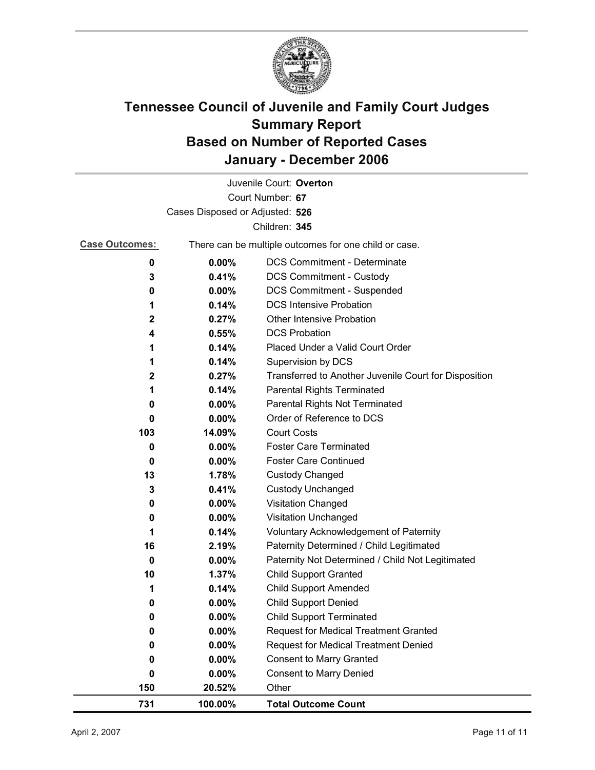# Tennessee Council of Juvenile and Family Court Judges
# Summary Report
# Based on Number of Reported Cases
# January - December 2006

Juvenile Court: **Overton**

Court Number: **67**

Cases Disposed or Adjusted: **526**

Children: **345**

**Case Outcomes:** There can be multiple outcomes for one child or case.

| | | |
|---|---|---|
| 0 | 0.00% | DCS Commitment - Determinate |
| 3 | 0.41% | DCS Commitment - Custody |
| 0 | 0.00% | DCS Commitment - Suspended |
| 1 | 0.14% | DCS Intensive Probation |
| 2 | 0.27% | Other Intensive Probation |
| 4 | 0.55% | DCS Probation |
| 1 | 0.14% | Placed Under a Valid Court Order |
| 1 | 0.14% | Supervision by DCS |
| 2 | 0.27% | Transferred to Another Juvenile Court for Disposition |
| 1 | 0.14% | Parental Rights Terminated |
| 0 | 0.00% | Parental Rights Not Terminated |
| 0 | 0.00% | Order of Reference to DCS |
| 103 | 14.09% | Court Costs |
| 0 | 0.00% | Foster Care Terminated |
| 0 | 0.00% | Foster Care Continued |
| 13 | 1.78% | Custody Changed |
| 3 | 0.41% | Custody Unchanged |
| 0 | 0.00% | Visitation Changed |
| 0 | 0.00% | Visitation Unchanged |
| 1 | 0.14% | Voluntary Acknowledgement of Paternity |
| 16 | 2.19% | Paternity Determined / Child Legitimated |
| 0 | 0.00% | Paternity Not Determined / Child Not Legitimated |
| 10 | 1.37% | Child Support Granted |
| 1 | 0.14% | Child Support Amended |
| 0 | 0.00% | Child Support Denied |
| 0 | 0.00% | Child Support Terminated |
| 0 | 0.00% | Request for Medical Treatment Granted |
| 0 | 0.00% | Request for Medical Treatment Denied |
| 0 | 0.00% | Consent to Marry Granted |
| 0 | 0.00% | Consent to Marry Denied |
| 150 | 20.52% | Other |
| **731** | **100.00%** | **Total Outcome Count** |